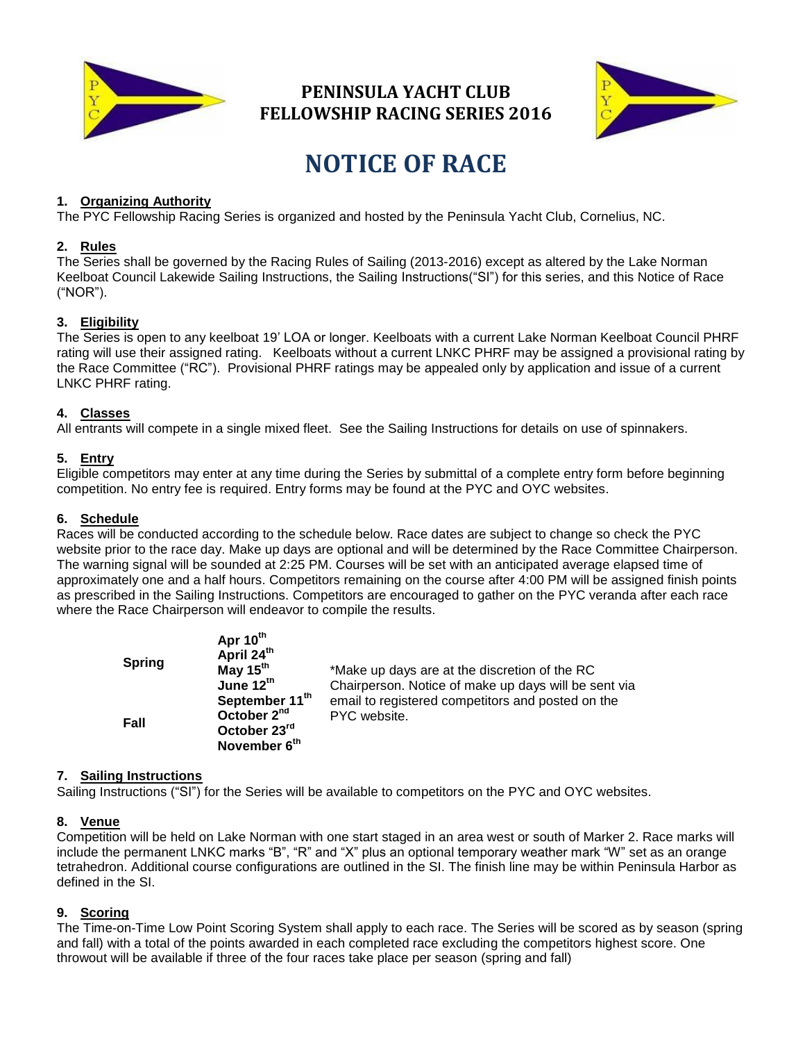# PENINSULA YACHT CLUB
# FELLOWSHIP RACING SERIES 2016

# NOTICE OF RACE

**1. Organizing Authority**
The PYC Fellowship Racing Series is organized and hosted by the Peninsula Yacht Club, Cornelius, NC.

**2. Rules**
The Series shall be governed by the Racing Rules of Sailing (2013-2016) except as altered by the Lake Norman Keelboat Council Lakewide Sailing Instructions, the Sailing Instructions("SI") for this series, and this Notice of Race ("NOR").

**3. Eligibility**
The Series is open to any keelboat 19' LOA or longer. Keelboats with a current Lake Norman Keelboat Council PHRF rating will use their assigned rating. Keelboats without a current LNKC PHRF may be assigned a provisional rating by the Race Committee ("RC"). Provisional PHRF ratings may be appealed only by application and issue of a current LNKC PHRF rating.

**4. Classes**
All entrants will compete in a single mixed fleet. See the Sailing Instructions for details on use of spinnakers.

**5. Entry**
Eligible competitors may enter at any time during the Series by submittal of a complete entry form before beginning competition. No entry fee is required. Entry forms may be found at the PYC and OYC websites.

**6. Schedule**
Races will be conducted according to the schedule below. Race dates are subject to change so check the PYC website prior to the race day. Make up days are optional and will be determined by the Race Committee Chairperson. The warning signal will be sounded at 2:25 PM. Courses will be set with an anticipated average elapsed time of approximately one and a half hours. Competitors remaining on the course after 4:00 PM will be assigned finish points as prescribed in the Sailing Instructions. Competitors are encouraged to gather on the PYC veranda after each race where the Race Chairperson will endeavor to compile the results.

| | | |
|---|---|---|
| **Spring** | **Apr 10th**<br>**April 24th**<br>**May 15th**<br>**June 12th** | *Make up days are at the discretion of the RC Chairperson. Notice of make up days will be sent via email to registered competitors and posted on the PYC website. |
| **Fall** | **September 11th**<br>**October 2nd**<br>**October 23rd**<br>**November 6th** | |

**7. Sailing Instructions**
Sailing Instructions ("SI") for the Series will be available to competitors on the PYC and OYC websites.

**8. Venue**
Competition will be held on Lake Norman with one start staged in an area west or south of Marker 2. Race marks will include the permanent LNKC marks "B", "R" and "X" plus an optional temporary weather mark "W" set as an orange tetrahedron. Additional course configurations are outlined in the SI. The finish line may be within Peninsula Harbor as defined in the SI.

**9. Scoring**
The Time-on-Time Low Point Scoring System shall apply to each race. The Series will be scored as by season (spring and fall) with a total of the points awarded in each completed race excluding the competitors highest score. One throwout will be available if three of the four races take place per season (spring and fall)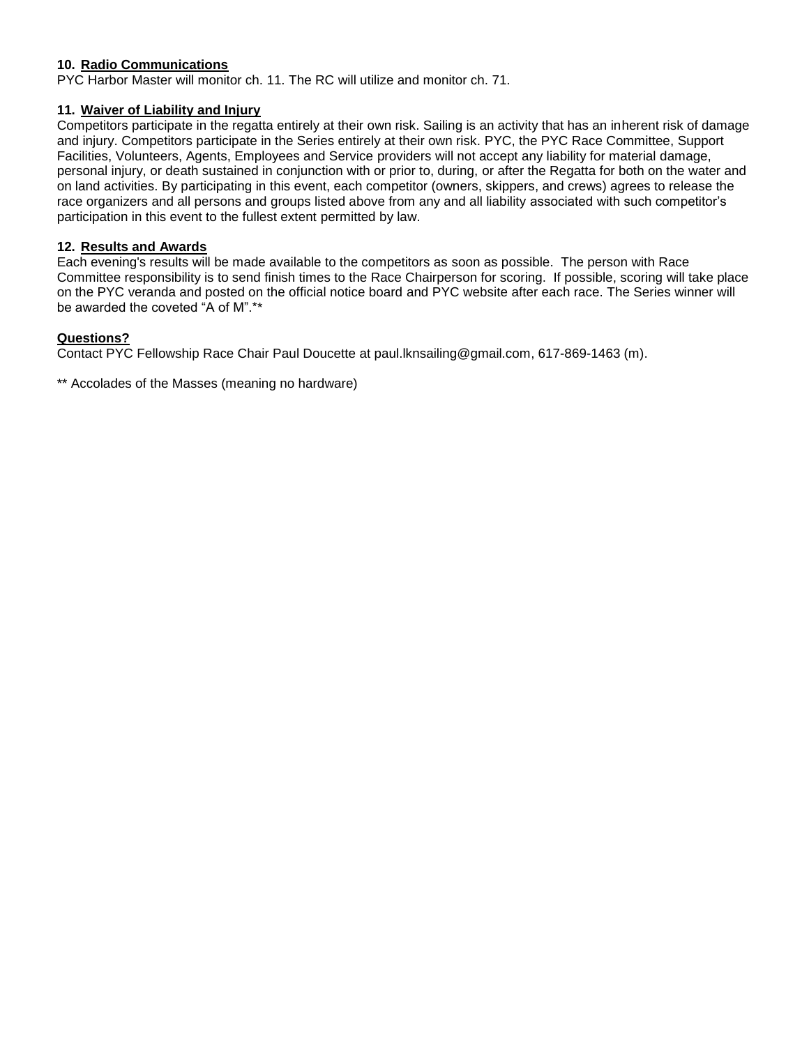**10. Radio Communications**

PYC Harbor Master will monitor ch. 11. The RC will utilize and monitor ch. 71.

**11. Waiver of Liability and Injury**

Competitors participate in the regatta entirely at their own risk. Sailing is an activity that has an inherent risk of damage and injury. Competitors participate in the Series entirely at their own risk. PYC, the PYC Race Committee, Support Facilities, Volunteers, Agents, Employees and Service providers will not accept any liability for material damage, personal injury, or death sustained in conjunction with or prior to, during, or after the Regatta for both on the water and on land activities. By participating in this event, each competitor (owners, skippers, and crews) agrees to release the race organizers and all persons and groups listed above from any and all liability associated with such competitor's participation in this event to the fullest extent permitted by law.

**12. Results and Awards**

Each evening's results will be made available to the competitors as soon as possible. The person with Race Committee responsibility is to send finish times to the Race Chairperson for scoring. If possible, scoring will take place on the PYC veranda and posted on the official notice board and PYC website after each race. The Series winner will be awarded the coveted "A of M".**

**Questions?**

Contact PYC Fellowship Race Chair Paul Doucette at paul.lknsailing@gmail.com, 617-869-1463 (m).

** Accolades of the Masses (meaning no hardware)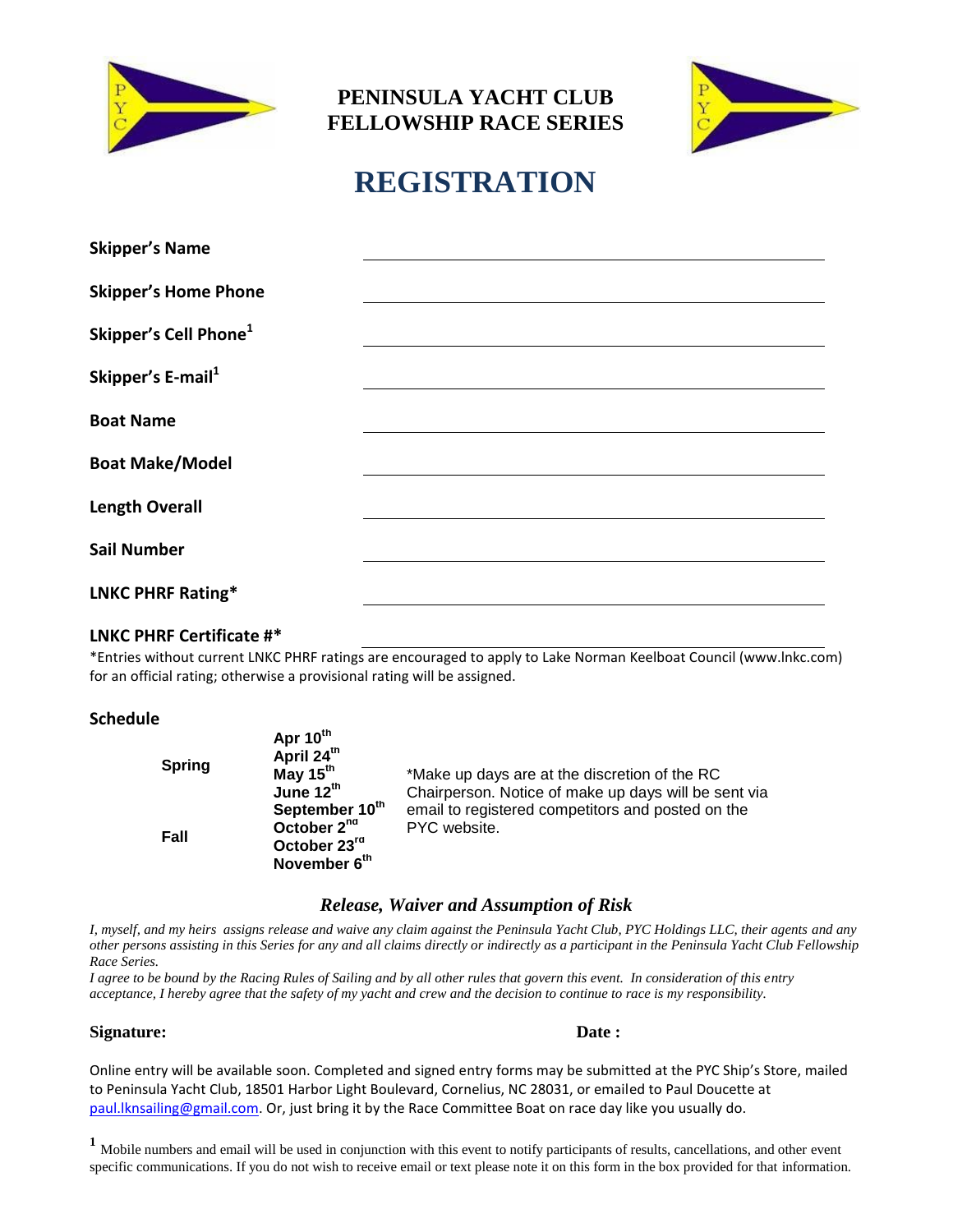# PENINSULA YACHT CLUB
# FELLOWSHIP RACE SERIES

## REGISTRATION

**Skipper's Name** ______________________________

**Skipper's Home Phone** ______________________________

**Skipper's Cell Phone[1]** ______________________________

**Skipper's E-mail[1]** ______________________________

**Boat Name** ______________________________

**Boat Make/Model** ______________________________

**Length Overall** ______________________________

**Sail Number** ______________________________

**LNKC PHRF Rating*** ______________________________

**LNKC PHRF Certificate #*** ______________________________

*Entries without current LNKC PHRF ratings are encouraged to apply to Lake Norman Keelboat Council (www.lnkc.com) for an official rating; otherwise a provisional rating will be assigned.

### Schedule

| | | |
|---|---|---|
| **Spring** | **Apr 10th**<br>**April 24th**<br>**May 15th**<br>**June 12th** | *Make up days are at the discretion of the RC Chairperson. Notice of make up days will be sent via email to registered competitors and posted on the PYC website. |
| **Fall** | **September 10th**<br>**October 2nd**<br>**October 23rd**<br>**November 6th** | |

### *Release, Waiver and Assumption of Risk*

*I, myself, and my heirs assigns release and waive any claim against the Peninsula Yacht Club, PYC Holdings LLC, their agents and any other persons assisting in this Series for any and all claims directly or indirectly as a participant in the Peninsula Yacht Club Fellowship Race Series.*

*I agree to be bound by the Racing Rules of Sailing and by all other rules that govern this event. In consideration of this entry acceptance, I hereby agree that the safety of my yacht and crew and the decision to continue to race is my responsibility.*

**Signature:** **Date :**

Online entry will be available soon. Completed and signed entry forms may be submitted at the PYC Ship's Store, mailed to Peninsula Yacht Club, 18501 Harbor Light Boulevard, Cornelius, NC 28031, or emailed to Paul Doucette at paul.lknsailing@gmail.com. Or, just bring it by the Race Committee Boat on race day like you usually do.

[1] Mobile numbers and email will be used in conjunction with this event to notify participants of results, cancellations, and other event specific communications. If you do not wish to receive email or text please note it on this form in the box provided for that information.